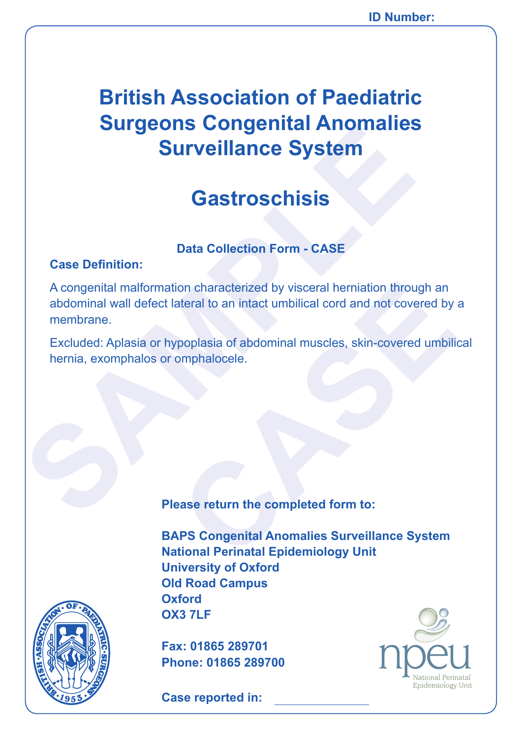ID Number:

# British Association of Paediatric Surgeons Congenital Anomalies Surveillance System

# Gastroschisis

**Data Collection Form - CASE**

**Case Definition:**

A congenital malformation characterized by visceral herniation through an abdominal wall defect lateral to an intact umbilical cord and not covered by a membrane.

Excluded: Aplasia or hypoplasia of abdominal muscles, skin-covered umbilical hernia, exomphalos or omphalocele.

**Please return the completed form to:**

**BAPS Congenital Anomalies Surveillance System**
**National Perinatal Epidemiology Unit**
**University of Oxford**
**Old Road Campus**
**Oxford**
**OX3 7LF**

**Fax: 01865 289701**
**Phone: 01865 289700**

**Case reported in:** ______________

npeu
National Perinatal Epidemiology Unit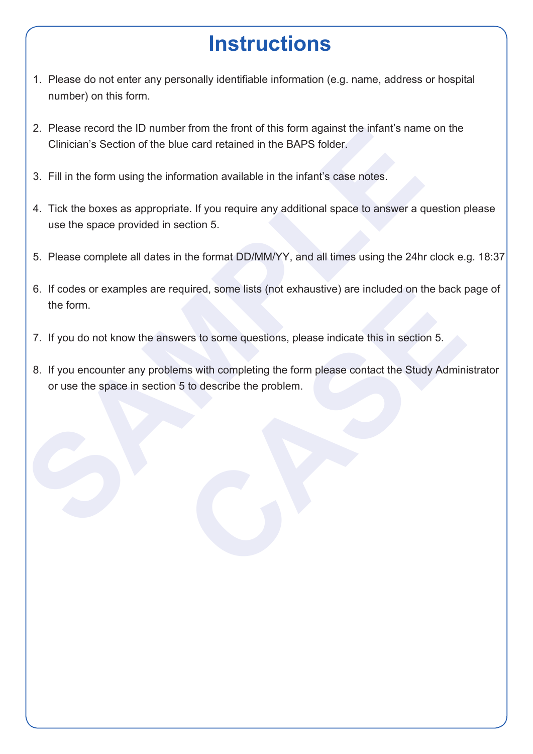# Instructions

1. Please do not enter any personally identifiable information (e.g. name, address or hospital number) on this form.

2. Please record the ID number from the front of this form against the infant's name on the Clinician's Section of the blue card retained in the BAPS folder.

3. Fill in the form using the information available in the infant's case notes.

4. Tick the boxes as appropriate. If you require any additional space to answer a question please use the space provided in section 5.

5. Please complete all dates in the format DD/MM/YY, and all times using the 24hr clock e.g. 18:37

6. If codes or examples are required, some lists (not exhaustive) are included on the back page of the form.

7. If you do not know the answers to some questions, please indicate this in section 5.

8. If you encounter any problems with completing the form please contact the Study Administrator or use the space in section 5 to describe the problem.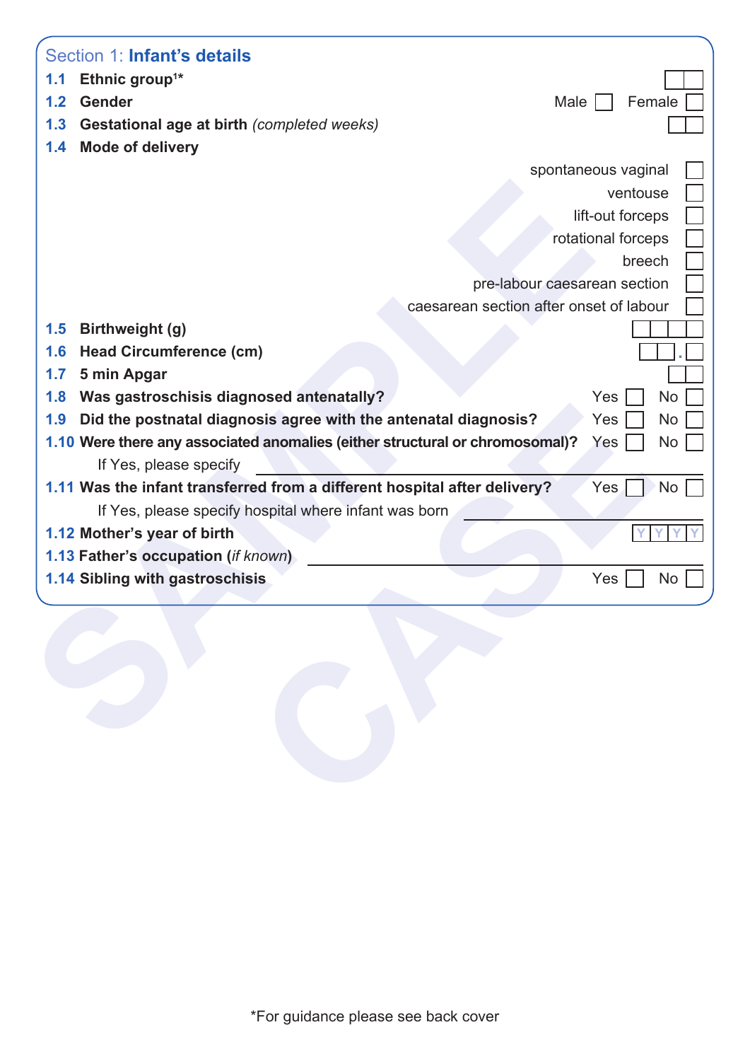## Section 1: **Infant's details**

**1.1 Ethnic group[1]*** ☐☐

**1.2 Gender** Male ☐ Female ☐

**1.3 Gestational age at birth** *(completed weeks)* ☐☐

**1.4 Mode of delivery**

- spontaneous vaginal ☐
- ventouse ☐
- lift-out forceps ☐
- rotational forceps ☐
- breech ☐
- pre-labour caesarean section ☐
- caesarean section after onset of labour ☐

**1.5 Birthweight (g)** ☐☐☐☐

**1.6 Head Circumference (cm)** ☐☐.☐

**1.7 5 min Apgar** ☐☐

**1.8 Was gastroschisis diagnosed antenatally?** Yes ☐ No ☐

**1.9 Did the postnatal diagnosis agree with the antenatal diagnosis?** Yes ☐ No ☐

**1.10 Were there any associated anomalies (either structural or chromosomal)?** Yes ☐ No ☐

If Yes, please specify \_\_\_\_\_\_\_\_\_\_\_\_\_\_\_\_\_\_\_\_\_\_\_\_\_\_\_\_\_\_

**1.11 Was the infant transferred from a different hospital after delivery?** Yes ☐ No ☐

If Yes, please specify hospital where infant was born \_\_\_\_\_\_\_\_\_\_\_\_\_\_\_\_

**1.12 Mother's year of birth** Y Y Y Y

**1.13 Father's occupation (*if known*)** \_\_\_\_\_\_\_\_\_\_\_\_\_\_\_\_\_\_\_\_\_\_\_\_\_\_\_\_\_\_

**1.14 Sibling with gastroschisis** Yes ☐ No ☐

*For guidance please see back cover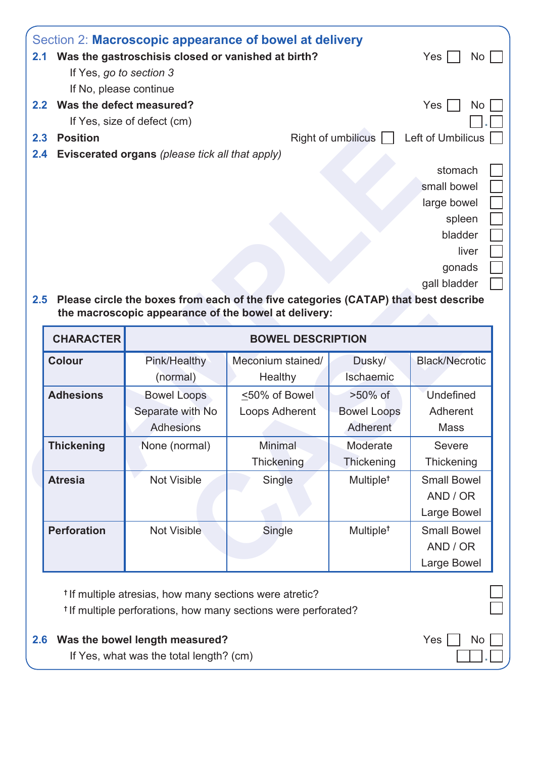## Section 2: **Macroscopic appearance of bowel at delivery**

**2.1 Was the gastroschisis closed or vanished at birth?** Yes ☐ No ☐

If Yes, *go to section 3*

If No, please continue

**2.2 Was the defect measured?** Yes ☐ No ☐

If Yes, size of defect (cm) ☐.☐

**2.3 Position** Right of umbilicus ☐ Left of Umbilicus ☐

**2.4 Eviscerated organs** *(please tick all that apply)*

- stomach ☐
- small bowel ☐
- large bowel ☐
- spleen ☐
- bladder ☐
- liver ☐
- gonads ☐
- gall bladder ☐

**2.5 Please circle the boxes from each of the five categories (CATAP) that best describe the macroscopic appearance of the bowel at delivery:**

| CHARACTER | BOWEL DESCRIPTION | | | |
|---|---|---|---|---|
| **Colour** | Pink/Healthy (normal) | Meconium stained/ Healthy | Dusky/ Ischaemic | Black/Necrotic |
| **Adhesions** | Bowel Loops Separate with No Adhesions | ≤50% of Bowel Loops Adherent | >50% of Bowel Loops Adherent | Undefined Adherent Mass |
| **Thickening** | None (normal) | Minimal Thickening | Moderate Thickening | Severe Thickening |
| **Atresia** | Not Visible | Single | Multiple† | Small Bowel AND / OR Large Bowel |
| **Perforation** | Not Visible | Single | Multiple† | Small Bowel AND / OR Large Bowel |

† If multiple atresias, how many sections were atretic? ☐

† If multiple perforations, how many sections were perforated? ☐

**2.6 Was the bowel length measured?** Yes ☐ No ☐

If Yes, what was the total length? (cm) ☐☐.☐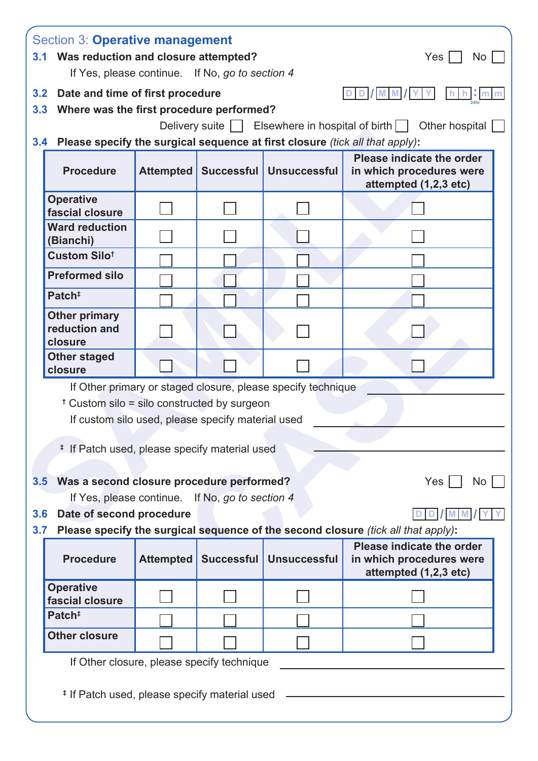## Section 3: **Operative management**

**3.1 Was reduction and closure attempted?** Yes ☐ No ☐

If Yes, please continue. If No, *go to section 4*

**3.2 Date and time of first procedure** D D / M M / Y Y h h : m m (24hr)

**3.3 Where was the first procedure performed?**

Delivery suite ☐ Elsewhere in hospital of birth ☐ Other hospital ☐

**3.4 Please specify the surgical sequence at first closure** *(tick all that apply)*:

| Procedure | Attempted | Successful | Unsuccessful | Please indicate the order in which procedures were attempted (1,2,3 etc) |
|---|---|---|---|---|
| Operative fascial closure | ☐ | ☐ | ☐ | ☐ |
| Ward reduction (Bianchi) | ☐ | ☐ | ☐ | ☐ |
| Custom Silo† | ☐ | ☐ | ☐ | ☐ |
| Preformed silo | ☐ | ☐ | ☐ | ☐ |
| Patch‡ | ☐ | ☐ | ☐ | ☐ |
| Other primary reduction and closure | ☐ | ☐ | ☐ | ☐ |
| Other staged closure | ☐ | ☐ | ☐ | ☐ |

If Other primary or staged closure, please specify technique ______________________

† Custom silo = silo constructed by surgeon

If custom silo used, please specify material used ______________________

‡ If Patch used, please specify material used ______________________

**3.5 Was a second closure procedure performed?** Yes ☐ No ☐

If Yes, please continue. If No, *go to section 4*

**3.6 Date of second procedure** D D / M M / Y Y

**3.7 Please specify the surgical sequence of the second closure** *(tick all that apply)*:

| Procedure | Attempted | Successful | Unsuccessful | Please indicate the order in which procedures were attempted (1,2,3 etc) |
|---|---|---|---|---|
| Operative fascial closure | ☐ | ☐ | ☐ | ☐ |
| Patch‡ | ☐ | ☐ | ☐ | ☐ |
| Other closure | ☐ | ☐ | ☐ | ☐ |

If Other closure, please specify technique ______________________

‡ If Patch used, please specify material used ______________________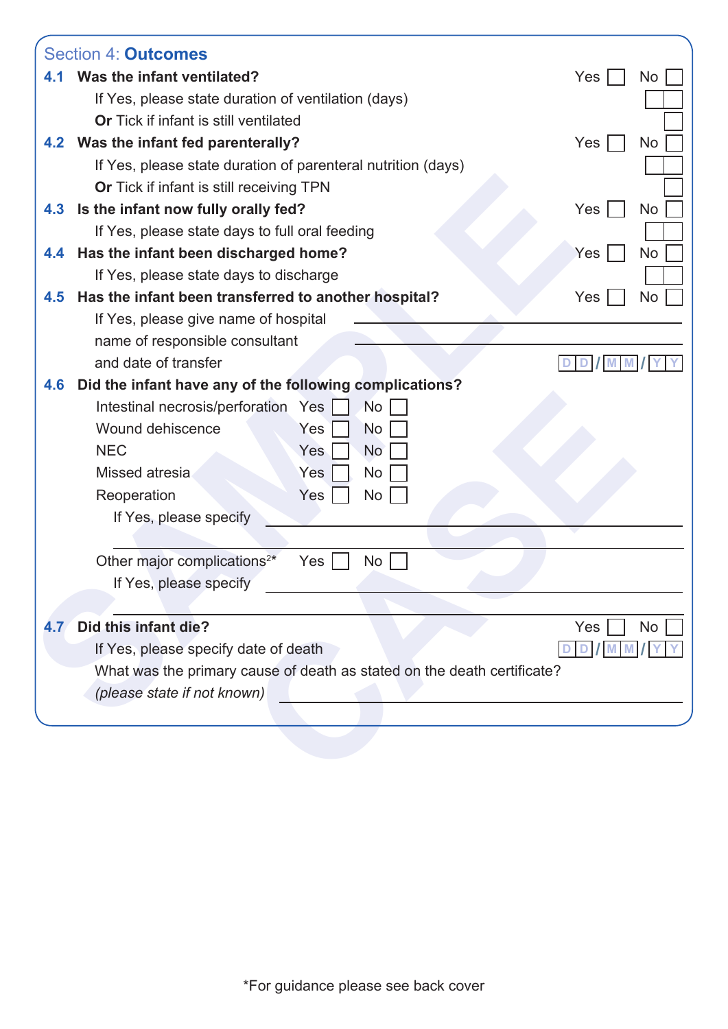## Section 4: Outcomes

**4.1 Was the infant ventilated?** Yes ☐ No ☐

If Yes, please state duration of ventilation (days) ☐☐

**Or** Tick if infant is still ventilated ☐

**4.2 Was the infant fed parenterally?** Yes ☐ No ☐

If Yes, please state duration of parenteral nutrition (days) ☐☐

**Or** Tick if infant is still receiving TPN ☐

**4.3 Is the infant now fully orally fed?** Yes ☐ No ☐

If Yes, please state days to full oral feeding ☐☐

**4.4 Has the infant been discharged home?** Yes ☐ No ☐

If Yes, please state days to discharge ☐☐

**4.5 Has the infant been transferred to another hospital?** Yes ☐ No ☐

If Yes, please give name of hospital ______________________

name of responsible consultant ______________________

and date of transfer D D / M M / Y Y

**4.6 Did the infant have any of the following complications?**

| | | |
|---|---|---|
| Intestinal necrosis/perforation | Yes ☐ | No ☐ |
| Wound dehiscence | Yes ☐ | No ☐ |
| NEC | Yes ☐ | No ☐ |
| Missed atresia | Yes ☐ | No ☐ |
| Reoperation | Yes ☐ | No ☐ |

If Yes, please specify ______________________

Other major complications[2]* Yes ☐ No ☐

If Yes, please specify ______________________

**4.7 Did this infant die?** Yes ☐ No ☐

If Yes, please specify date of death D D / M M / Y Y

What was the primary cause of death as stated on the death certificate?

*(please state if not known)* ______________________

*For guidance please see back cover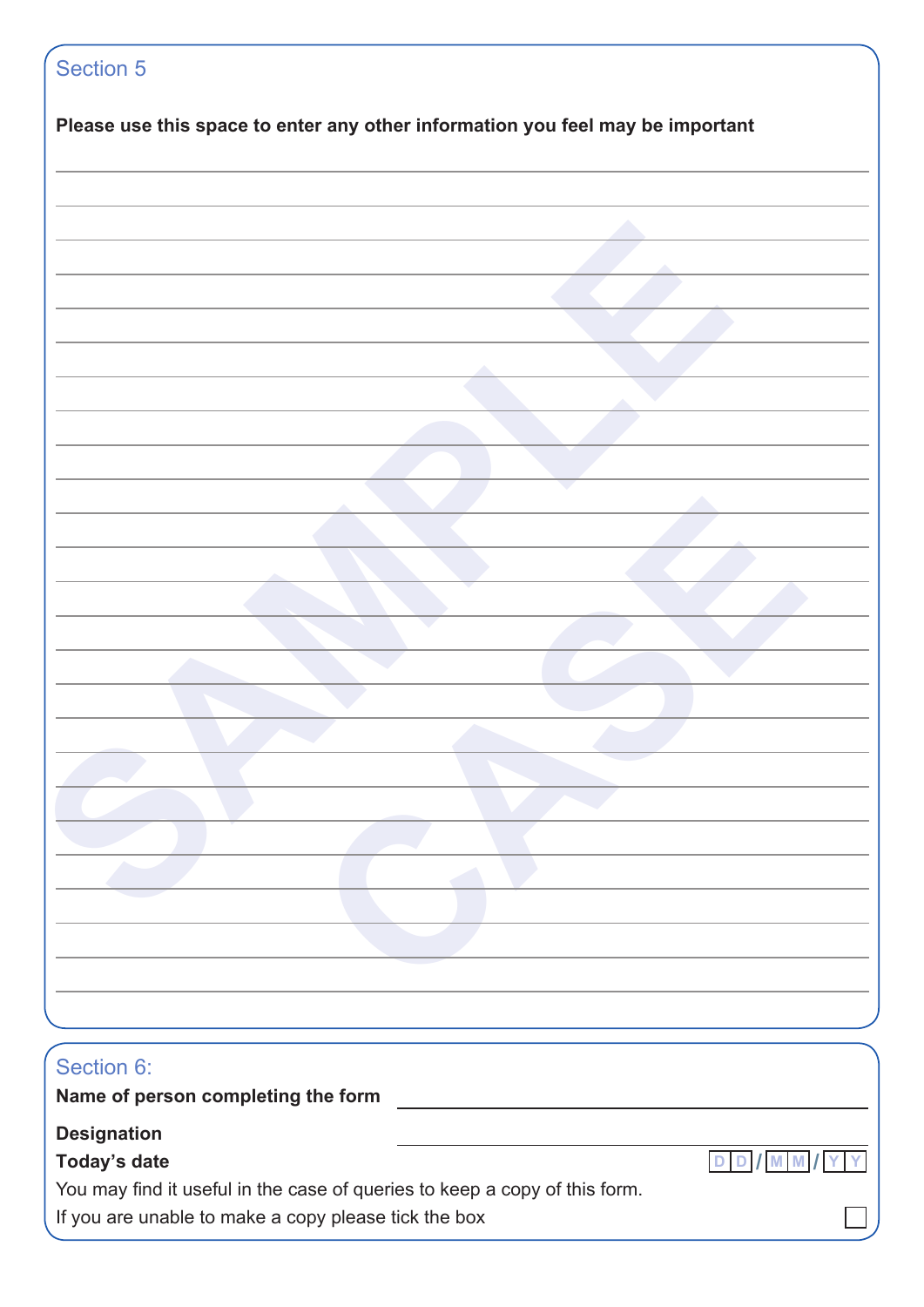## Section 5

**Please use this space to enter any other information you feel may be important**

## Section 6:

**Name of person completing the form**

**Designation**

**Today's date** D D / M M / Y Y

You may find it useful in the case of queries to keep a copy of this form.

If you are unable to make a copy please tick the box ☐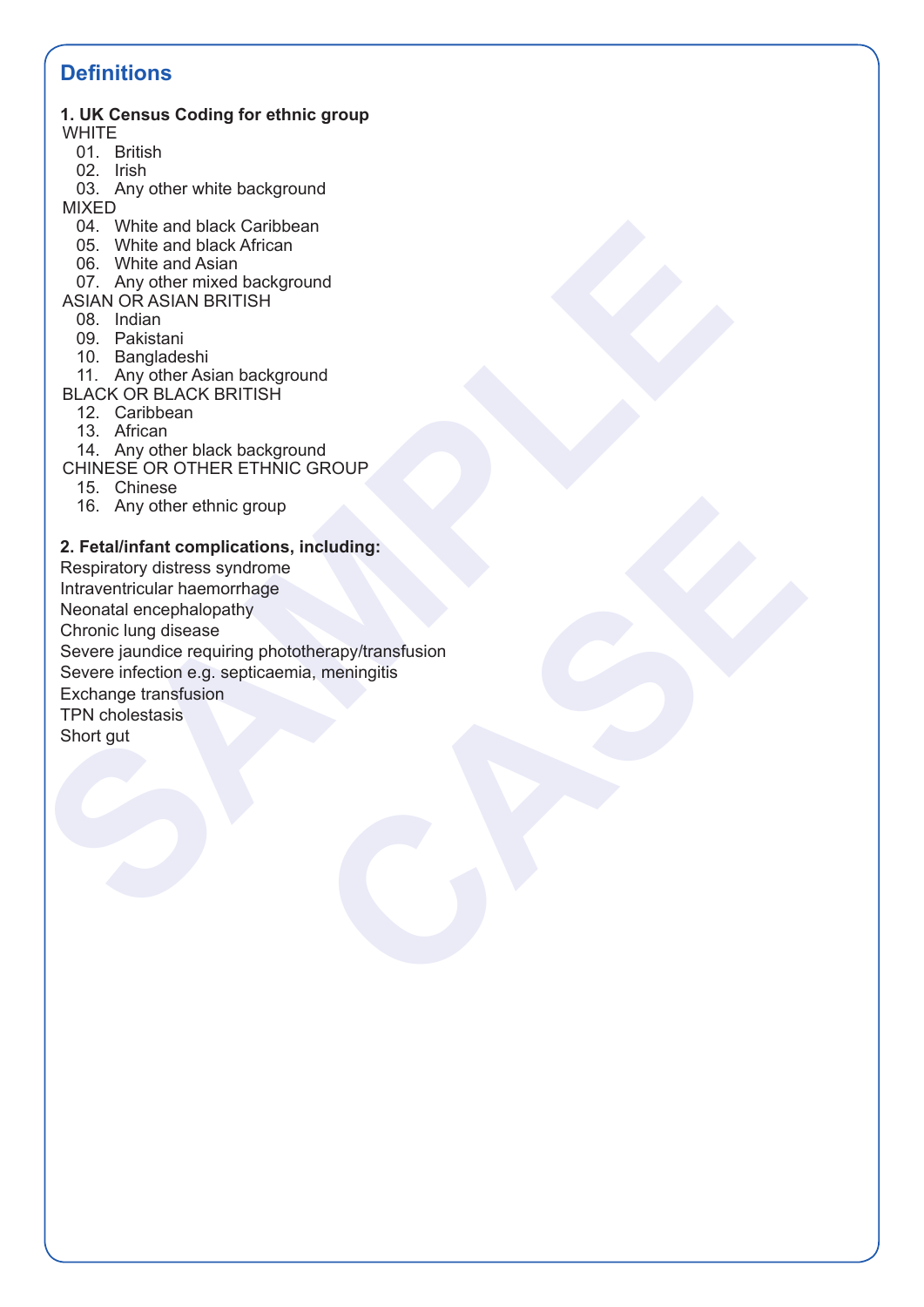## Definitions

**1. UK Census Coding for ethnic group**

WHITE

- 01. British
- 02. Irish
- 03. Any other white background

MIXED

- 04. White and black Caribbean
- 05. White and black African
- 06. White and Asian
- 07. Any other mixed background

ASIAN OR ASIAN BRITISH

- 08. Indian
- 09. Pakistani
- 10. Bangladeshi
- 11. Any other Asian background

BLACK OR BLACK BRITISH

- 12. Caribbean
- 13. African
- 14. Any other black background

CHINESE OR OTHER ETHNIC GROUP

- 15. Chinese
- 16. Any other ethnic group

**2. Fetal/infant complications, including:**

Respiratory distress syndrome
Intraventricular haemorrhage
Neonatal encephalopathy
Chronic lung disease
Severe jaundice requiring phototherapy/transfusion
Severe infection e.g. septicaemia, meningitis
Exchange transfusion
TPN cholestasis
Short gut